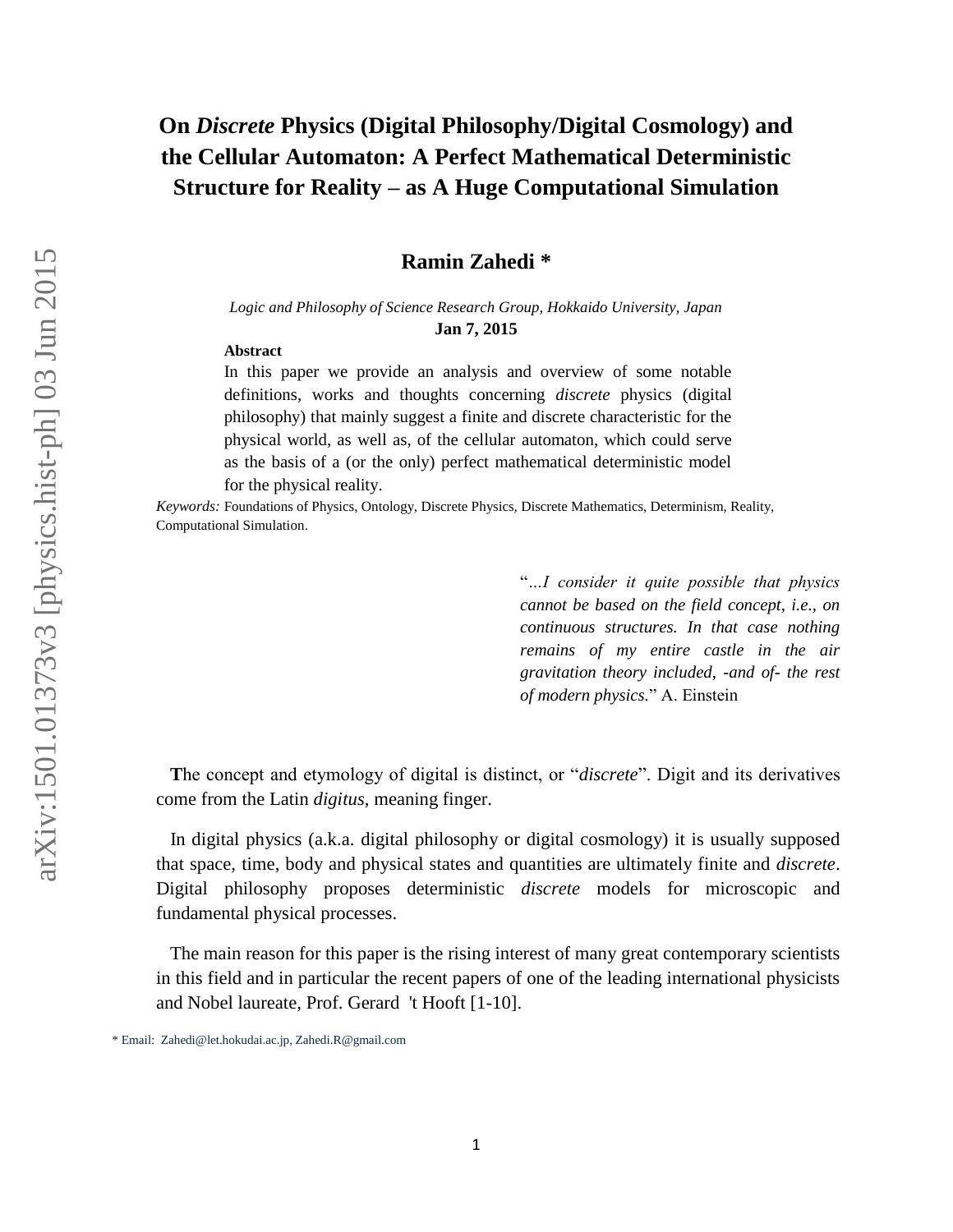# On *Discrete* Physics (Digital Philosophy/Digital Cosmology) and the Cellular Automaton: A Perfect Mathematical Deterministic Structure for Reality – as A Huge Computational Simulation

**Ramin Zahedi ***

*Logic and Philosophy of Science Research Group, Hokkaido University, Japan*

**Jan 7, 2015**

**Abstract**

In this paper we provide an analysis and overview of some notable definitions, works and thoughts concerning *discrete* physics (digital philosophy) that mainly suggest a finite and discrete characteristic for the physical world, as well as, of the cellular automaton, which could serve as the basis of a (or the only) perfect mathematical deterministic model for the physical reality.

*Keywords:* Foundations of Physics, Ontology, Discrete Physics, Discrete Mathematics, Determinism, Reality, Computational Simulation.

> "*...I consider it quite possible that physics cannot be based on the field concept, i.e., on continuous structures. In that case nothing remains of my entire castle in the air gravitation theory included, -and of- the rest of modern physics.*" A. Einstein

**T**he concept and etymology of digital is distinct, or "*discrete*". Digit and its derivatives come from the Latin *digitus*, meaning finger.

In digital physics (a.k.a. digital philosophy or digital cosmology) it is usually supposed that space, time, body and physical states and quantities are ultimately finite and *discrete*. Digital philosophy proposes deterministic *discrete* models for microscopic and fundamental physical processes.

The main reason for this paper is the rising interest of many great contemporary scientists in this field and in particular the recent papers of one of the leading international physicists and Nobel laureate, Prof. Gerard 't Hooft [1-10].

* Email: Zahedi@let.hokudai.ac.jp, Zahedi.R@gmail.com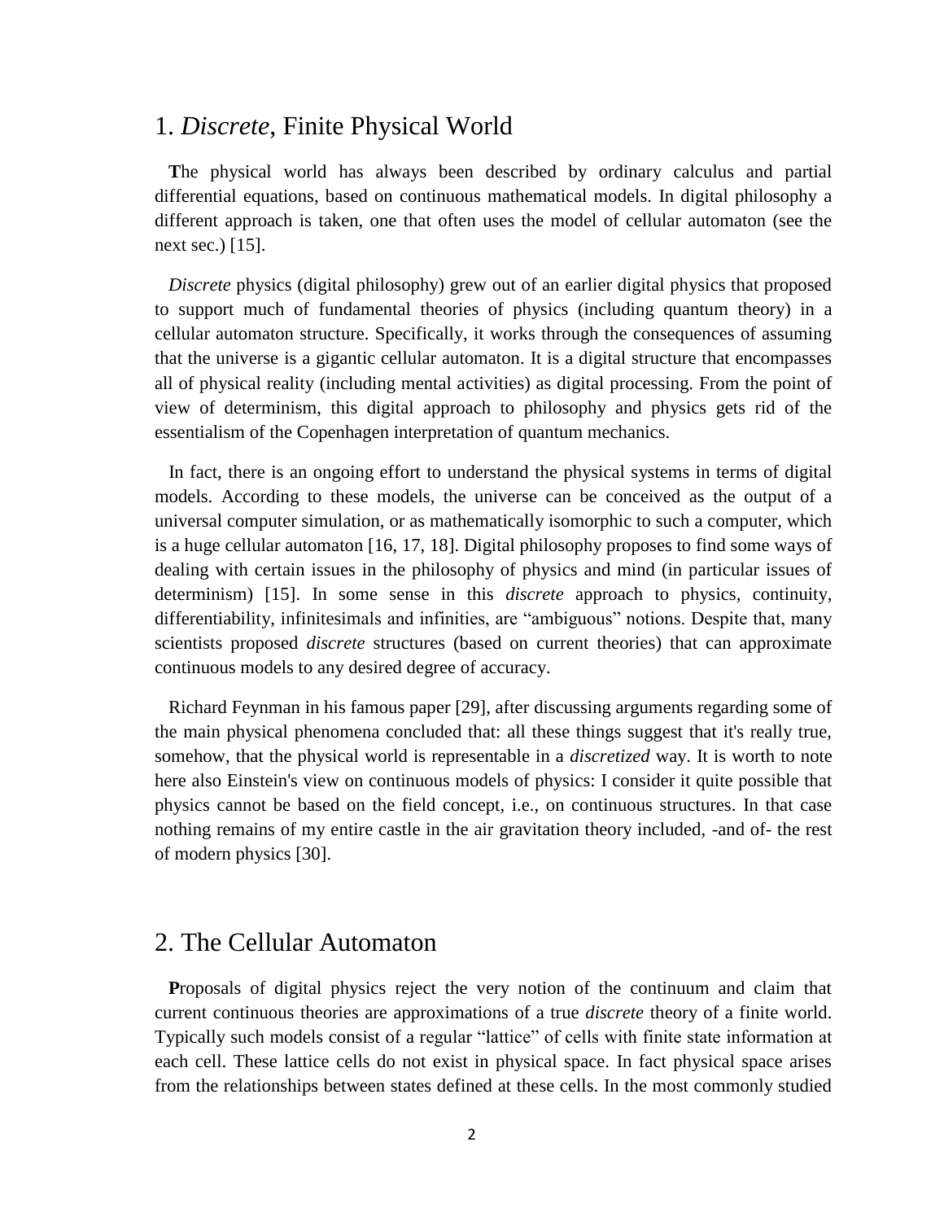## 1. *Discrete*, Finite Physical World

**T**he physical world has always been described by ordinary calculus and partial differential equations, based on continuous mathematical models. In digital philosophy a different approach is taken, one that often uses the model of cellular automaton (see the next sec.) [15].

*Discrete* physics (digital philosophy) grew out of an earlier digital physics that proposed to support much of fundamental theories of physics (including quantum theory) in a cellular automaton structure. Specifically, it works through the consequences of assuming that the universe is a gigantic cellular automaton. It is a digital structure that encompasses all of physical reality (including mental activities) as digital processing. From the point of view of determinism, this digital approach to philosophy and physics gets rid of the essentialism of the Copenhagen interpretation of quantum mechanics.

In fact, there is an ongoing effort to understand the physical systems in terms of digital models. According to these models, the universe can be conceived as the output of a universal computer simulation, or as mathematically isomorphic to such a computer, which is a huge cellular automaton [16, 17, 18]. Digital philosophy proposes to find some ways of dealing with certain issues in the philosophy of physics and mind (in particular issues of determinism) [15]. In some sense in this *discrete* approach to physics, continuity, differentiability, infinitesimals and infinities, are "ambiguous" notions. Despite that, many scientists proposed *discrete* structures (based on current theories) that can approximate continuous models to any desired degree of accuracy.

Richard Feynman in his famous paper [29], after discussing arguments regarding some of the main physical phenomena concluded that: all these things suggest that it's really true, somehow, that the physical world is representable in a *discretized* way. It is worth to note here also Einstein's view on continuous models of physics: I consider it quite possible that physics cannot be based on the field concept, i.e., on continuous structures. In that case nothing remains of my entire castle in the air gravitation theory included, -and of- the rest of modern physics [30].

## 2. The Cellular Automaton

**P**roposals of digital physics reject the very notion of the continuum and claim that current continuous theories are approximations of a true *discrete* theory of a finite world. Typically such models consist of a regular "lattice" of cells with finite state information at each cell. These lattice cells do not exist in physical space. In fact physical space arises from the relationships between states defined at these cells. In the most commonly studied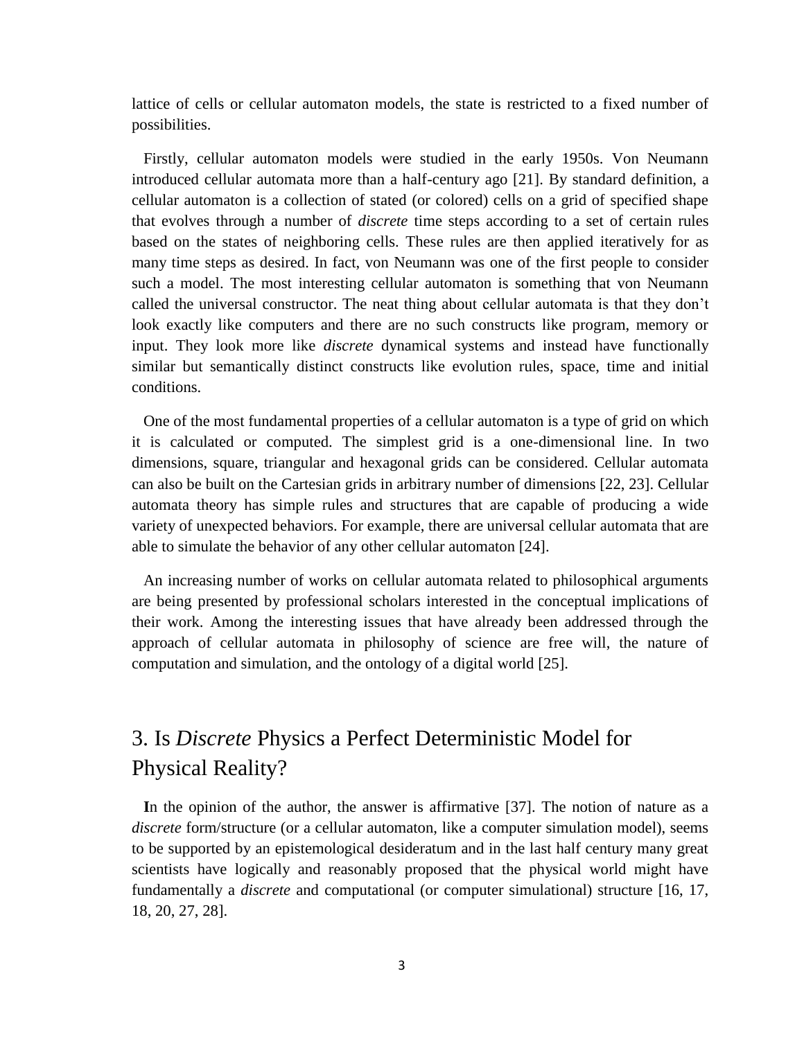lattice of cells or cellular automaton models, the state is restricted to a fixed number of possibilities.

Firstly, cellular automaton models were studied in the early 1950s. Von Neumann introduced cellular automata more than a half-century ago [21]. By standard definition, a cellular automaton is a collection of stated (or colored) cells on a grid of specified shape that evolves through a number of *discrete* time steps according to a set of certain rules based on the states of neighboring cells. These rules are then applied iteratively for as many time steps as desired. In fact, von Neumann was one of the first people to consider such a model. The most interesting cellular automaton is something that von Neumann called the universal constructor. The neat thing about cellular automata is that they don't look exactly like computers and there are no such constructs like program, memory or input. They look more like *discrete* dynamical systems and instead have functionally similar but semantically distinct constructs like evolution rules, space, time and initial conditions.

One of the most fundamental properties of a cellular automaton is a type of grid on which it is calculated or computed. The simplest grid is a one-dimensional line. In two dimensions, square, triangular and hexagonal grids can be considered. Cellular automata can also be built on the Cartesian grids in arbitrary number of dimensions [22, 23]. Cellular automata theory has simple rules and structures that are capable of producing a wide variety of unexpected behaviors. For example, there are universal cellular automata that are able to simulate the behavior of any other cellular automaton [24].

An increasing number of works on cellular automata related to philosophical arguments are being presented by professional scholars interested in the conceptual implications of their work. Among the interesting issues that have already been addressed through the approach of cellular automata in philosophy of science are free will, the nature of computation and simulation, and the ontology of a digital world [25].

## 3. Is *Discrete* Physics a Perfect Deterministic Model for Physical Reality?

**I**n the opinion of the author, the answer is affirmative [37]. The notion of nature as a *discrete* form/structure (or a cellular automaton, like a computer simulation model), seems to be supported by an epistemological desideratum and in the last half century many great scientists have logically and reasonably proposed that the physical world might have fundamentally a *discrete* and computational (or computer simulational) structure [16, 17, 18, 20, 27, 28].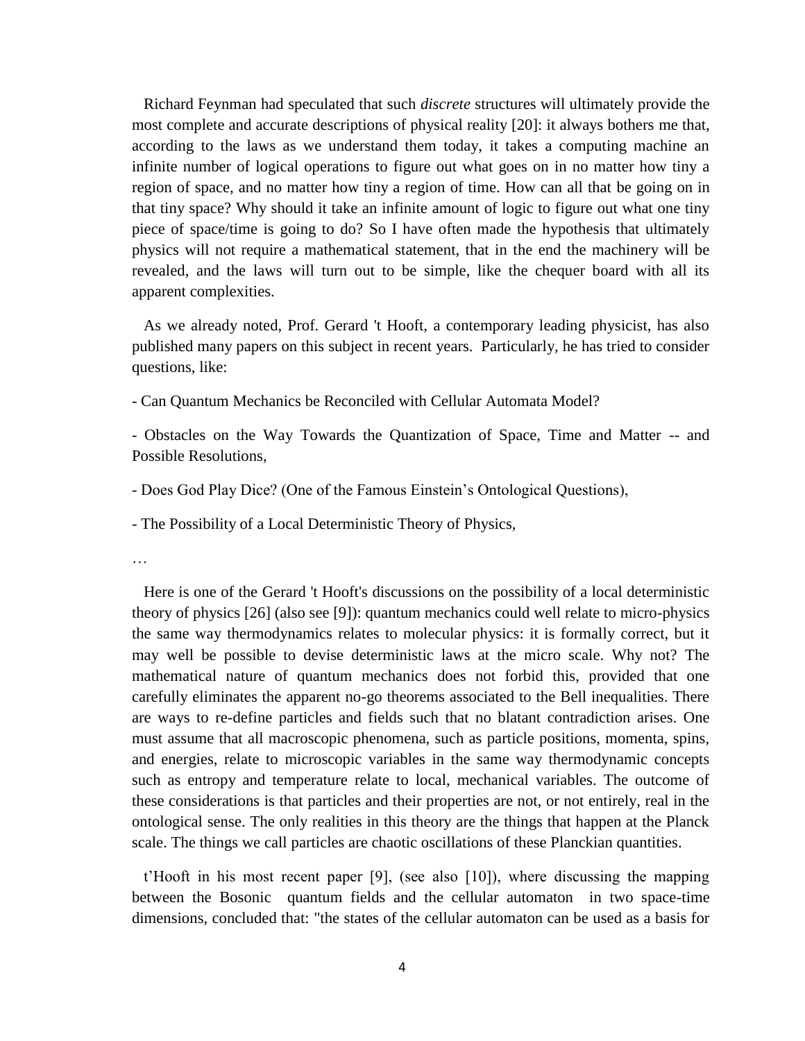Richard Feynman had speculated that such *discrete* structures will ultimately provide the most complete and accurate descriptions of physical reality [20]: it always bothers me that, according to the laws as we understand them today, it takes a computing machine an infinite number of logical operations to figure out what goes on in no matter how tiny a region of space, and no matter how tiny a region of time. How can all that be going on in that tiny space? Why should it take an infinite amount of logic to figure out what one tiny piece of space/time is going to do? So I have often made the hypothesis that ultimately physics will not require a mathematical statement, that in the end the machinery will be revealed, and the laws will turn out to be simple, like the chequer board with all its apparent complexities.

As we already noted, Prof. Gerard 't Hooft, a contemporary leading physicist, has also published many papers on this subject in recent years. Particularly, he has tried to consider questions, like:

- Can Quantum Mechanics be Reconciled with Cellular Automata Model?

- Obstacles on the Way Towards the Quantization of Space, Time and Matter -- and Possible Resolutions,

- Does God Play Dice? (One of the Famous Einstein's Ontological Questions),

- The Possibility of a Local Deterministic Theory of Physics,

…

Here is one of the Gerard 't Hooft's discussions on the possibility of a local deterministic theory of physics [26] (also see [9]): quantum mechanics could well relate to micro-physics the same way thermodynamics relates to molecular physics: it is formally correct, but it may well be possible to devise deterministic laws at the micro scale. Why not? The mathematical nature of quantum mechanics does not forbid this, provided that one carefully eliminates the apparent no-go theorems associated to the Bell inequalities. There are ways to re-define particles and fields such that no blatant contradiction arises. One must assume that all macroscopic phenomena, such as particle positions, momenta, spins, and energies, relate to microscopic variables in the same way thermodynamic concepts such as entropy and temperature relate to local, mechanical variables. The outcome of these considerations is that particles and their properties are not, or not entirely, real in the ontological sense. The only realities in this theory are the things that happen at the Planck scale. The things we call particles are chaotic oscillations of these Planckian quantities.

t'Hooft in his most recent paper [9], (see also [10]), where discussing the mapping between the Bosonic quantum fields and the cellular automaton in two space-time dimensions, concluded that: "the states of the cellular automaton can be used as a basis for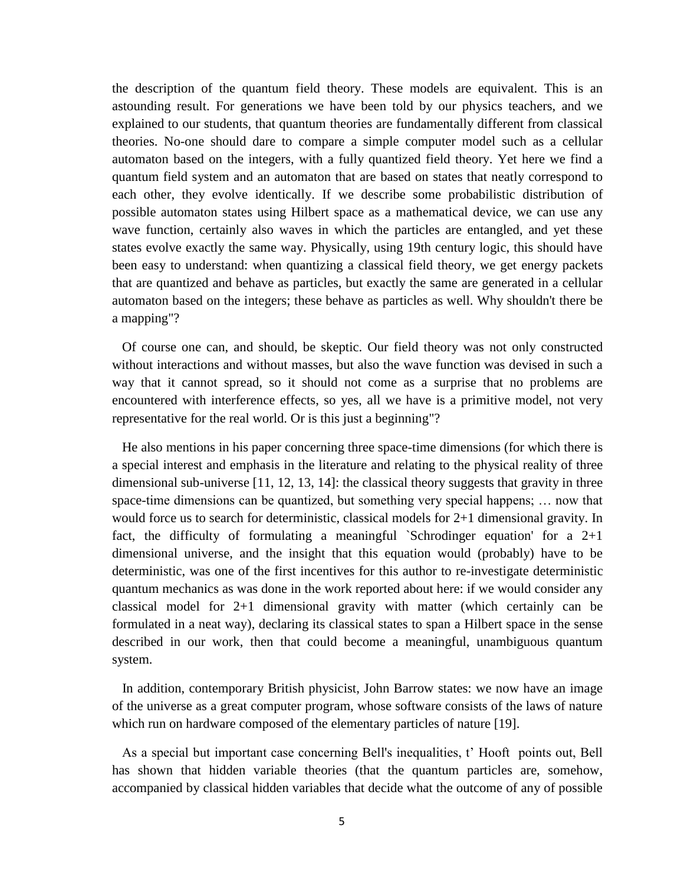the description of the quantum field theory. These models are equivalent. This is an astounding result. For generations we have been told by our physics teachers, and we explained to our students, that quantum theories are fundamentally different from classical theories. No-one should dare to compare a simple computer model such as a cellular automaton based on the integers, with a fully quantized field theory. Yet here we find a quantum field system and an automaton that are based on states that neatly correspond to each other, they evolve identically. If we describe some probabilistic distribution of possible automaton states using Hilbert space as a mathematical device, we can use any wave function, certainly also waves in which the particles are entangled, and yet these states evolve exactly the same way. Physically, using 19th century logic, this should have been easy to understand: when quantizing a classical field theory, we get energy packets that are quantized and behave as particles, but exactly the same are generated in a cellular automaton based on the integers; these behave as particles as well. Why shouldn't there be a mapping"?

Of course one can, and should, be skeptic. Our field theory was not only constructed without interactions and without masses, but also the wave function was devised in such a way that it cannot spread, so it should not come as a surprise that no problems are encountered with interference effects, so yes, all we have is a primitive model, not very representative for the real world. Or is this just a beginning"?

He also mentions in his paper concerning three space-time dimensions (for which there is a special interest and emphasis in the literature and relating to the physical reality of three dimensional sub-universe [11, 12, 13, 14]: the classical theory suggests that gravity in three space-time dimensions can be quantized, but something very special happens; … now that would force us to search for deterministic, classical models for 2+1 dimensional gravity. In fact, the difficulty of formulating a meaningful `Schrodinger equation' for a 2+1 dimensional universe, and the insight that this equation would (probably) have to be deterministic, was one of the first incentives for this author to re-investigate deterministic quantum mechanics as was done in the work reported about here: if we would consider any classical model for 2+1 dimensional gravity with matter (which certainly can be formulated in a neat way), declaring its classical states to span a Hilbert space in the sense described in our work, then that could become a meaningful, unambiguous quantum system.

In addition, contemporary British physicist, John Barrow states: we now have an image of the universe as a great computer program, whose software consists of the laws of nature which run on hardware composed of the elementary particles of nature [19].

As a special but important case concerning Bell's inequalities, t' Hooft points out, Bell has shown that hidden variable theories (that the quantum particles are, somehow, accompanied by classical hidden variables that decide what the outcome of any of possible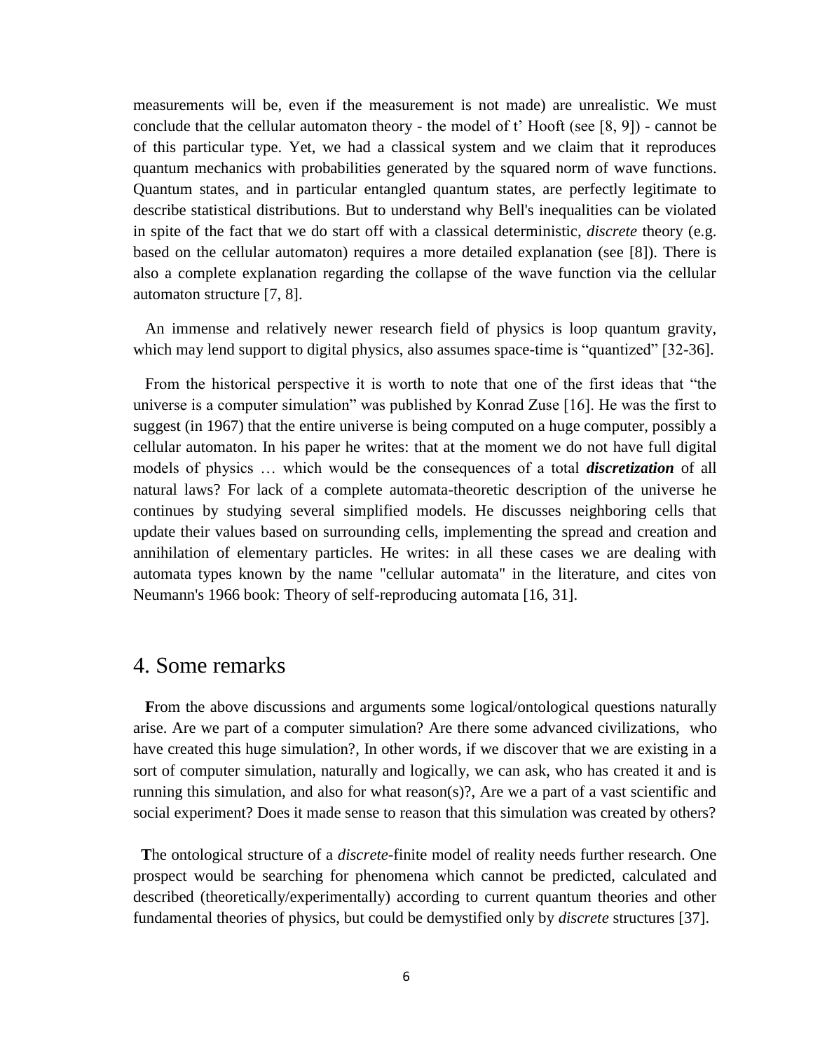measurements will be, even if the measurement is not made) are unrealistic. We must conclude that the cellular automaton theory - the model of t' Hooft (see [8, 9]) - cannot be of this particular type. Yet, we had a classical system and we claim that it reproduces quantum mechanics with probabilities generated by the squared norm of wave functions. Quantum states, and in particular entangled quantum states, are perfectly legitimate to describe statistical distributions. But to understand why Bell's inequalities can be violated in spite of the fact that we do start off with a classical deterministic, *discrete* theory (e.g. based on the cellular automaton) requires a more detailed explanation (see [8]). There is also a complete explanation regarding the collapse of the wave function via the cellular automaton structure [7, 8].

An immense and relatively newer research field of physics is loop quantum gravity, which may lend support to digital physics, also assumes space-time is "quantized" [32-36].

From the historical perspective it is worth to note that one of the first ideas that "the universe is a computer simulation" was published by Konrad Zuse [16]. He was the first to suggest (in 1967) that the entire universe is being computed on a huge computer, possibly a cellular automaton. In his paper he writes: that at the moment we do not have full digital models of physics … which would be the consequences of a total ***discretization*** of all natural laws? For lack of a complete automata-theoretic description of the universe he continues by studying several simplified models. He discusses neighboring cells that update their values based on surrounding cells, implementing the spread and creation and annihilation of elementary particles. He writes: in all these cases we are dealing with automata types known by the name "cellular automata" in the literature, and cites von Neumann's 1966 book: Theory of self-reproducing automata [16, 31].

## 4. Some remarks

**F**rom the above discussions and arguments some logical/ontological questions naturally arise. Are we part of a computer simulation? Are there some advanced civilizations, who have created this huge simulation?, In other words, if we discover that we are existing in a sort of computer simulation, naturally and logically, we can ask, who has created it and is running this simulation, and also for what reason(s)?, Are we a part of a vast scientific and social experiment? Does it made sense to reason that this simulation was created by others?

**T**he ontological structure of a *discrete*-finite model of reality needs further research. One prospect would be searching for phenomena which cannot be predicted, calculated and described (theoretically/experimentally) according to current quantum theories and other fundamental theories of physics, but could be demystified only by *discrete* structures [37].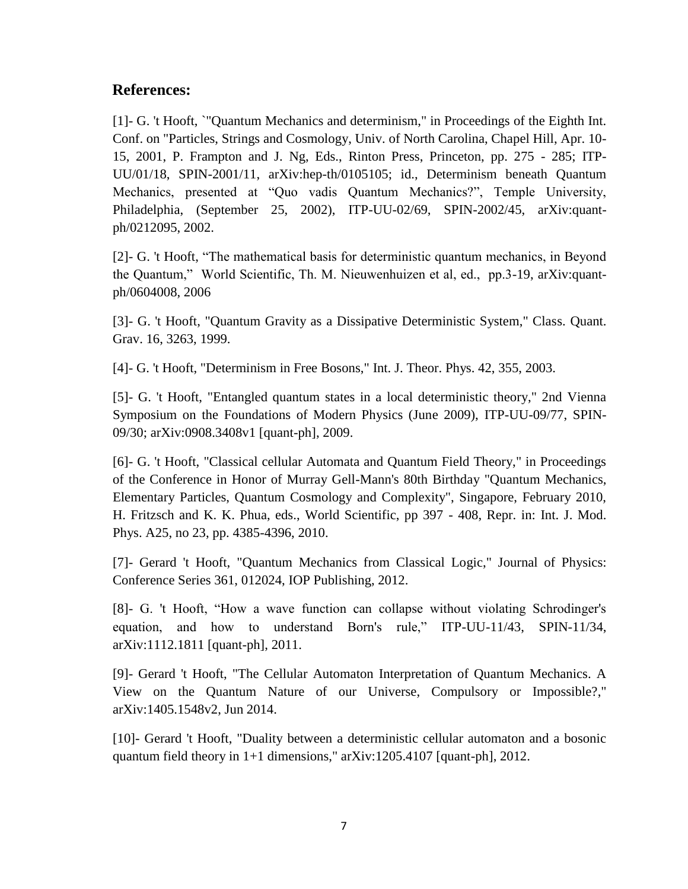## References:

[1]- G. 't Hooft, `"Quantum Mechanics and determinism," in Proceedings of the Eighth Int. Conf. on "Particles, Strings and Cosmology, Univ. of North Carolina, Chapel Hill, Apr. 10-15, 2001, P. Frampton and J. Ng, Eds., Rinton Press, Princeton, pp. 275 - 285; ITP-UU/01/18, SPIN-2001/11, arXiv:hep-th/0105105; id., Determinism beneath Quantum Mechanics, presented at "Quo vadis Quantum Mechanics?", Temple University, Philadelphia, (September 25, 2002), ITP-UU-02/69, SPIN-2002/45, arXiv:quant-ph/0212095, 2002.

[2]- G. 't Hooft, "The mathematical basis for deterministic quantum mechanics, in Beyond the Quantum," World Scientific, Th. M. Nieuwenhuizen et al, ed., pp.3-19, arXiv:quant-ph/0604008, 2006

[3]- G. 't Hooft, "Quantum Gravity as a Dissipative Deterministic System," Class. Quant. Grav. 16, 3263, 1999.

[4]- G. 't Hooft, "Determinism in Free Bosons," Int. J. Theor. Phys. 42, 355, 2003.

[5]- G. 't Hooft, "Entangled quantum states in a local deterministic theory," 2nd Vienna Symposium on the Foundations of Modern Physics (June 2009), ITP-UU-09/77, SPIN-09/30; arXiv:0908.3408v1 [quant-ph], 2009.

[6]- G. 't Hooft, "Classical cellular Automata and Quantum Field Theory," in Proceedings of the Conference in Honor of Murray Gell-Mann's 80th Birthday "Quantum Mechanics, Elementary Particles, Quantum Cosmology and Complexity", Singapore, February 2010, H. Fritzsch and K. K. Phua, eds., World Scientific, pp 397 - 408, Repr. in: Int. J. Mod. Phys. A25, no 23, pp. 4385-4396, 2010.

[7]- Gerard 't Hooft, "Quantum Mechanics from Classical Logic," Journal of Physics: Conference Series 361, 012024, IOP Publishing, 2012.

[8]- G. 't Hooft, "How a wave function can collapse without violating Schrodinger's equation, and how to understand Born's rule," ITP-UU-11/43, SPIN-11/34, arXiv:1112.1811 [quant-ph], 2011.

[9]- Gerard 't Hooft, "The Cellular Automaton Interpretation of Quantum Mechanics. A View on the Quantum Nature of our Universe, Compulsory or Impossible?," arXiv:1405.1548v2, Jun 2014.

[10]- Gerard 't Hooft, "Duality between a deterministic cellular automaton and a bosonic quantum field theory in 1+1 dimensions," arXiv:1205.4107 [quant-ph], 2012.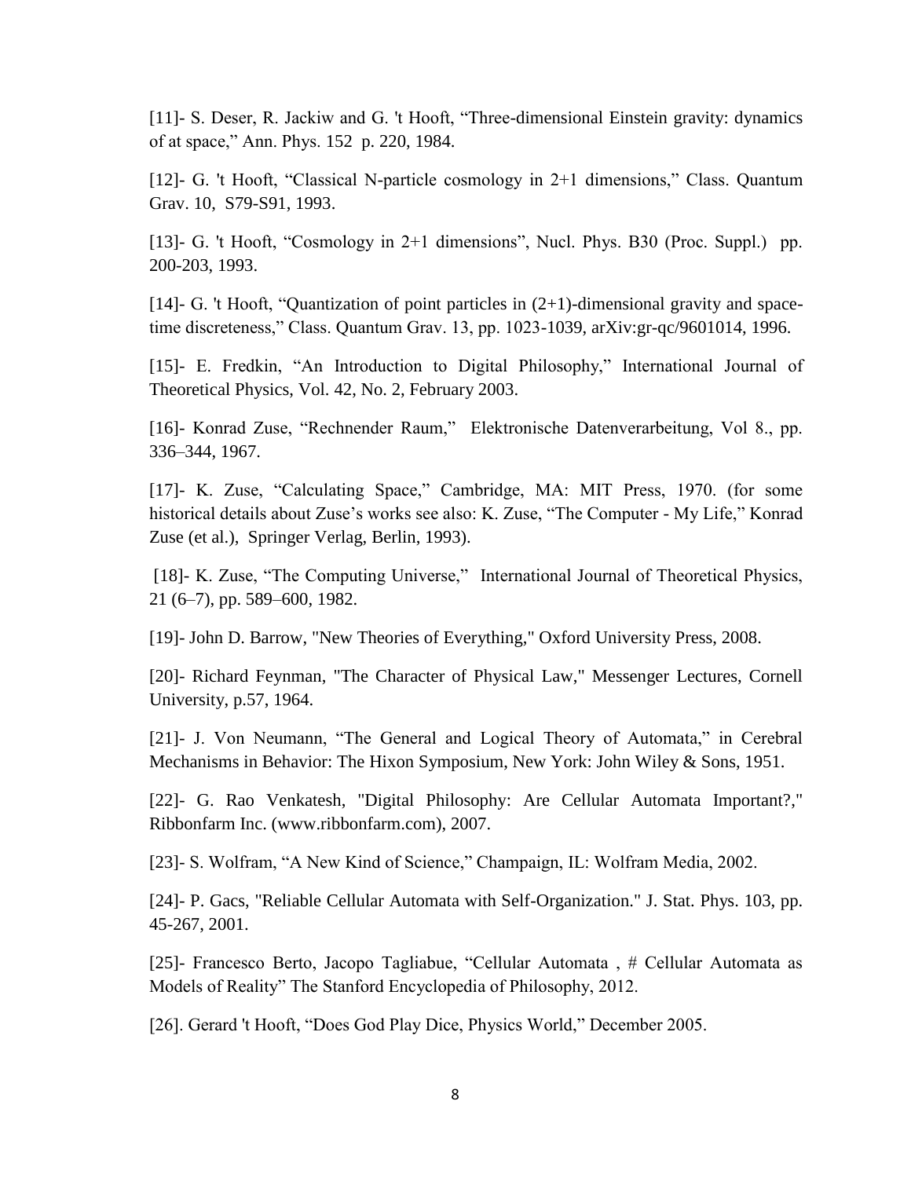[11]- S. Deser, R. Jackiw and G. 't Hooft, "Three-dimensional Einstein gravity: dynamics of at space," Ann. Phys. 152 p. 220, 1984.

[12]- G. 't Hooft, "Classical N-particle cosmology in 2+1 dimensions," Class. Quantum Grav. 10, S79-S91, 1993.

[13]- G. 't Hooft, "Cosmology in 2+1 dimensions", Nucl. Phys. B30 (Proc. Suppl.) pp. 200-203, 1993.

[14]- G. 't Hooft, "Quantization of point particles in (2+1)-dimensional gravity and space-time discreteness," Class. Quantum Grav. 13, pp. 1023-1039, arXiv:gr-qc/9601014, 1996.

[15]- E. Fredkin, "An Introduction to Digital Philosophy," International Journal of Theoretical Physics, Vol. 42, No. 2, February 2003.

[16]- Konrad Zuse, "Rechnender Raum," Elektronische Datenverarbeitung, Vol 8., pp. 336–344, 1967.

[17]- K. Zuse, "Calculating Space," Cambridge, MA: MIT Press, 1970. (for some historical details about Zuse's works see also: K. Zuse, "The Computer - My Life," Konrad Zuse (et al.), Springer Verlag, Berlin, 1993).

[18]- K. Zuse, "The Computing Universe," International Journal of Theoretical Physics, 21 (6–7), pp. 589–600, 1982.

[19]- John D. Barrow, "New Theories of Everything," Oxford University Press, 2008.

[20]- Richard Feynman, "The Character of Physical Law," Messenger Lectures, Cornell University, p.57, 1964.

[21]- J. Von Neumann, "The General and Logical Theory of Automata," in Cerebral Mechanisms in Behavior: The Hixon Symposium, New York: John Wiley & Sons, 1951.

[22]- G. Rao Venkatesh, "Digital Philosophy: Are Cellular Automata Important?," Ribbonfarm Inc. (www.ribbonfarm.com), 2007.

[23]- S. Wolfram, "A New Kind of Science," Champaign, IL: Wolfram Media, 2002.

[24]- P. Gacs, "Reliable Cellular Automata with Self-Organization." J. Stat. Phys. 103, pp. 45-267, 2001.

[25]- Francesco Berto, Jacopo Tagliabue, "Cellular Automata , # Cellular Automata as Models of Reality" The Stanford Encyclopedia of Philosophy, 2012.

[26]. Gerard 't Hooft, "Does God Play Dice, Physics World," December 2005.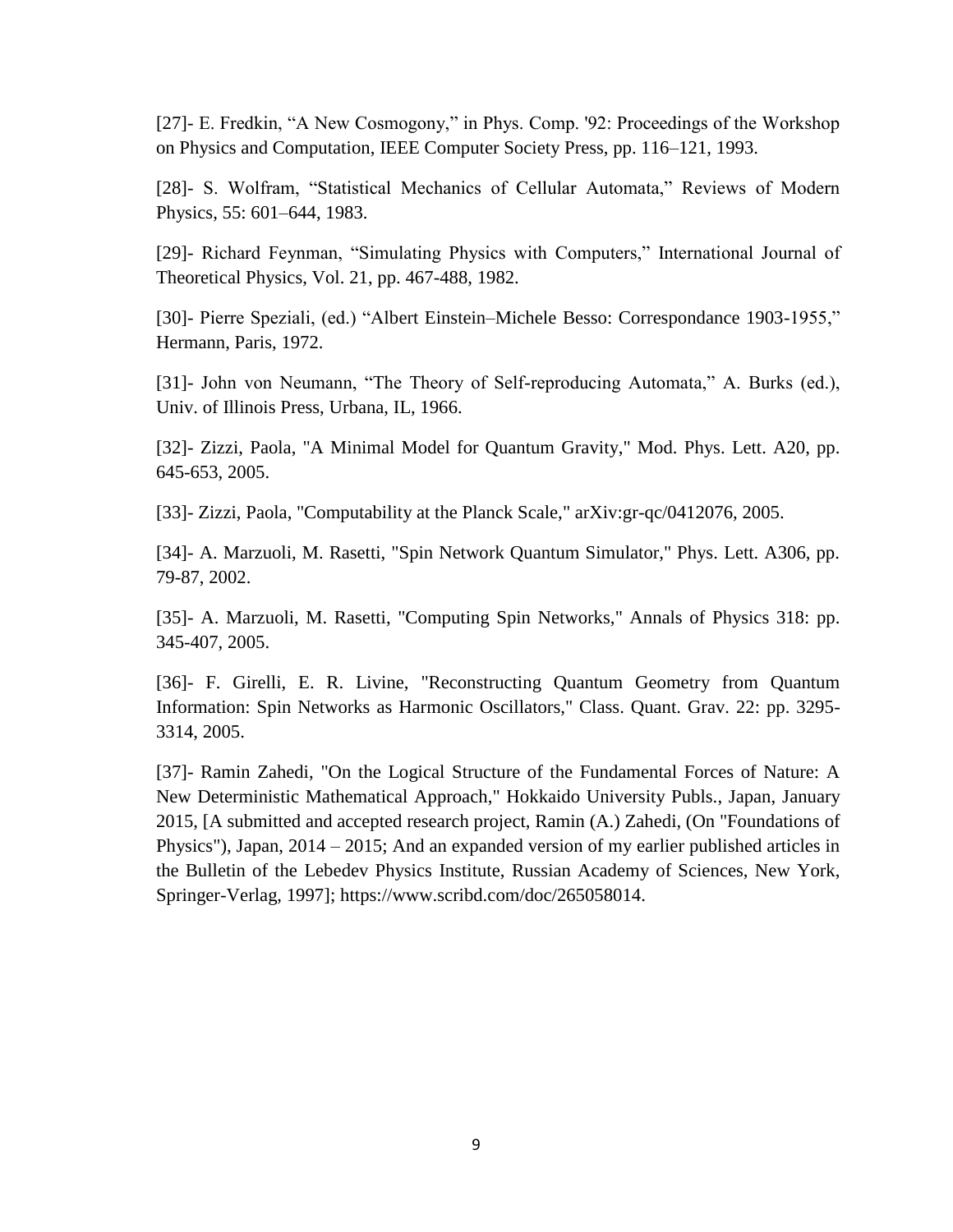[27]- E. Fredkin, “A New Cosmogony,” in Phys. Comp. '92: Proceedings of the Workshop on Physics and Computation, IEEE Computer Society Press, pp. 116–121, 1993.

[28]- S. Wolfram, “Statistical Mechanics of Cellular Automata,” Reviews of Modern Physics, 55: 601–644, 1983.

[29]- Richard Feynman, “Simulating Physics with Computers,” International Journal of Theoretical Physics, Vol. 21, pp. 467-488, 1982.

[30]- Pierre Speziali, (ed.) “Albert Einstein–Michele Besso: Correspondance 1903-1955,” Hermann, Paris, 1972.

[31]- John von Neumann, “The Theory of Self-reproducing Automata,” A. Burks (ed.), Univ. of Illinois Press, Urbana, IL, 1966.

[32]- Zizzi, Paola, "A Minimal Model for Quantum Gravity," Mod. Phys. Lett. A20, pp. 645-653, 2005.

[33]- Zizzi, Paola, "Computability at the Planck Scale," arXiv:gr-qc/0412076, 2005.

[34]- A. Marzuoli, M. Rasetti, "Spin Network Quantum Simulator," Phys. Lett. A306, pp. 79-87, 2002.

[35]- A. Marzuoli, M. Rasetti, "Computing Spin Networks," Annals of Physics 318: pp. 345-407, 2005.

[36]- F. Girelli, E. R. Livine, "Reconstructing Quantum Geometry from Quantum Information: Spin Networks as Harmonic Oscillators," Class. Quant. Grav. 22: pp. 3295-3314, 2005.

[37]- Ramin Zahedi, "On the Logical Structure of the Fundamental Forces of Nature: A New Deterministic Mathematical Approach," Hokkaido University Publs., Japan, January 2015, [A submitted and accepted research project, Ramin (A.) Zahedi, (On "Foundations of Physics"), Japan, 2014 – 2015; And an expanded version of my earlier published articles in the Bulletin of the Lebedev Physics Institute, Russian Academy of Sciences, New York, Springer-Verlag, 1997]; https://www.scribd.com/doc/265058014.